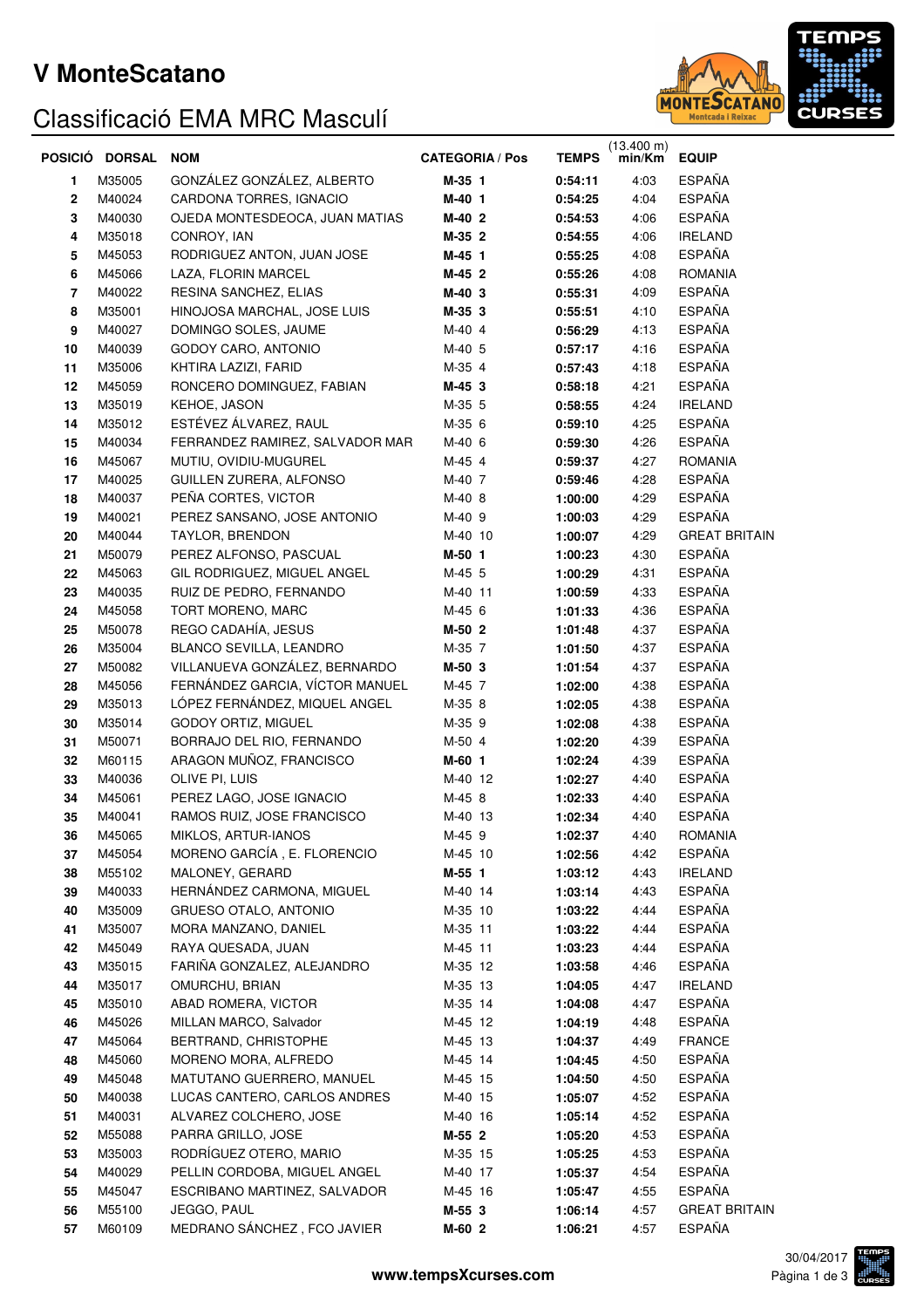# V MonteScatano

## Classificació EMA MRC Masculí

| POSICIÓ | DORSAL | NOM | CATEGORIA / Pos | TEMPS | (13.400 m) min/Km | EQUIP |
|---|---|---|---|---|---|---|
| 1 | M35005 | GONZÁLEZ GONZÁLEZ, ALBERTO | **M-35 1** | **0:54:11** | 4:03 | ESPAÑA |
| 2 | M40024 | CARDONA TORRES, IGNACIO | **M-40 1** | **0:54:25** | 4:04 | ESPAÑA |
| 3 | M40030 | OJEDA MONTESDEOCA, JUAN MATIAS | **M-40 2** | **0:54:53** | 4:06 | ESPAÑA |
| 4 | M35018 | CONROY, IAN | **M-35 2** | **0:54:55** | 4:06 | IRELAND |
| 5 | M45053 | RODRIGUEZ ANTON, JUAN JOSE | **M-45 1** | **0:55:25** | 4:08 | ESPAÑA |
| 6 | M45066 | LAZA, FLORIN MARCEL | **M-45 2** | **0:55:26** | 4:08 | ROMANIA |
| 7 | M40022 | RESINA SANCHEZ, ELIAS | **M-40 3** | **0:55:31** | 4:09 | ESPAÑA |
| 8 | M35001 | HINOJOSA MARCHAL, JOSE LUIS | **M-35 3** | **0:55:51** | 4:10 | ESPAÑA |
| 9 | M40027 | DOMINGO SOLES, JAUME | M-40 4 | **0:56:29** | 4:13 | ESPAÑA |
| 10 | M40039 | GODOY CARO, ANTONIO | M-40 5 | **0:57:17** | 4:16 | ESPAÑA |
| 11 | M35006 | KHTIRA LAZIZI, FARID | M-35 4 | **0:57:43** | 4:18 | ESPAÑA |
| 12 | M45059 | RONCERO DOMINGUEZ, FABIAN | **M-45 3** | **0:58:18** | 4:21 | ESPAÑA |
| 13 | M35019 | KEHOE, JASON | M-35 5 | **0:58:55** | 4:24 | IRELAND |
| 14 | M35012 | ESTÉVEZ ÁLVAREZ, RAUL | M-35 6 | **0:59:10** | 4:25 | ESPAÑA |
| 15 | M40034 | FERRANDEZ RAMIREZ, SALVADOR MAR | M-40 6 | **0:59:30** | 4:26 | ESPAÑA |
| 16 | M45067 | MUTIU, OVIDIU-MUGUREL | M-45 4 | **0:59:37** | 4:27 | ROMANIA |
| 17 | M40025 | GUILLEN ZURERA, ALFONSO | M-40 7 | **0:59:46** | 4:28 | ESPAÑA |
| 18 | M40037 | PEÑA CORTES, VICTOR | M-40 8 | **1:00:00** | 4:29 | ESPAÑA |
| 19 | M40021 | PEREZ SANSANO, JOSE ANTONIO | M-40 9 | **1:00:03** | 4:29 | ESPAÑA |
| 20 | M40044 | TAYLOR, BRENDON | M-40 10 | **1:00:07** | 4:29 | GREAT BRITAIN |
| 21 | M50079 | PEREZ ALFONSO, PASCUAL | **M-50 1** | **1:00:23** | 4:30 | ESPAÑA |
| 22 | M45063 | GIL RODRIGUEZ, MIGUEL ANGEL | M-45 5 | **1:00:29** | 4:31 | ESPAÑA |
| 23 | M40035 | RUIZ DE PEDRO, FERNANDO | M-40 11 | **1:00:59** | 4:33 | ESPAÑA |
| 24 | M45058 | TORT MORENO, MARC | M-45 6 | **1:01:33** | 4:36 | ESPAÑA |
| 25 | M50078 | REGO CADAHÍA, JESUS | **M-50 2** | **1:01:48** | 4:37 | ESPAÑA |
| 26 | M35004 | BLANCO SEVILLA, LEANDRO | M-35 7 | **1:01:50** | 4:37 | ESPAÑA |
| 27 | M50082 | VILLANUEVA GONZÁLEZ, BERNARDO | **M-50 3** | **1:01:54** | 4:37 | ESPAÑA |
| 28 | M45056 | FERNÁNDEZ GARCIA, VÍCTOR MANUEL | M-45 7 | **1:02:00** | 4:38 | ESPAÑA |
| 29 | M35013 | LÓPEZ FERNÁNDEZ, MIQUEL ANGEL | M-35 8 | **1:02:05** | 4:38 | ESPAÑA |
| 30 | M35014 | GODOY ORTIZ, MIGUEL | M-35 9 | **1:02:08** | 4:38 | ESPAÑA |
| 31 | M50071 | BORRAJO DEL RIO, FERNANDO | M-50 4 | **1:02:20** | 4:39 | ESPAÑA |
| 32 | M60115 | ARAGON MUÑOZ, FRANCISCO | **M-60 1** | **1:02:24** | 4:39 | ESPAÑA |
| 33 | M40036 | OLIVE PI, LUIS | M-40 12 | **1:02:27** | 4:40 | ESPAÑA |
| 34 | M45061 | PEREZ LAGO, JOSE IGNACIO | M-45 8 | **1:02:33** | 4:40 | ESPAÑA |
| 35 | M40041 | RAMOS RUIZ, JOSE FRANCISCO | M-40 13 | **1:02:34** | 4:40 | ESPAÑA |
| 36 | M45065 | MIKLOS, ARTUR-IANOS | M-45 9 | **1:02:37** | 4:40 | ROMANIA |
| 37 | M45054 | MORENO GARCÍA , E. FLORENCIO | M-45 10 | **1:02:56** | 4:42 | ESPAÑA |
| 38 | M55102 | MALONEY, GERARD | **M-55 1** | **1:03:12** | 4:43 | IRELAND |
| 39 | M40033 | HERNÁNDEZ CARMONA, MIGUEL | M-40 14 | **1:03:14** | 4:43 | ESPAÑA |
| 40 | M35009 | GRUESO OTALO, ANTONIO | M-35 10 | **1:03:22** | 4:44 | ESPAÑA |
| 41 | M35007 | MORA MANZANO, DANIEL | M-35 11 | **1:03:22** | 4:44 | ESPAÑA |
| 42 | M45049 | RAYA QUESADA, JUAN | M-45 11 | **1:03:23** | 4:44 | ESPAÑA |
| 43 | M35015 | FARIÑA GONZALEZ, ALEJANDRO | M-35 12 | **1:03:58** | 4:46 | ESPAÑA |
| 44 | M35017 | OMURCHU, BRIAN | M-35 13 | **1:04:05** | 4:47 | IRELAND |
| 45 | M35010 | ABAD ROMERA, VICTOR | M-35 14 | **1:04:08** | 4:47 | ESPAÑA |
| 46 | M45026 | MILLAN MARCO, Salvador | M-45 12 | **1:04:19** | 4:48 | ESPAÑA |
| 47 | M45064 | BERTRAND, CHRISTOPHE | M-45 13 | **1:04:37** | 4:49 | FRANCE |
| 48 | M45060 | MORENO MORA, ALFREDO | M-45 14 | **1:04:45** | 4:50 | ESPAÑA |
| 49 | M45048 | MATUTANO GUERRERO, MANUEL | M-45 15 | **1:04:50** | 4:50 | ESPAÑA |
| 50 | M40038 | LUCAS CANTERO, CARLOS ANDRES | M-40 15 | **1:05:07** | 4:52 | ESPAÑA |
| 51 | M40031 | ALVAREZ COLCHERO, JOSE | M-40 16 | **1:05:14** | 4:52 | ESPAÑA |
| 52 | M55088 | PARRA GRILLO, JOSE | **M-55 2** | **1:05:20** | 4:53 | ESPAÑA |
| 53 | M35003 | RODRÍGUEZ OTERO, MARIO | M-35 15 | **1:05:25** | 4:53 | ESPAÑA |
| 54 | M40029 | PELLIN CORDOBA, MIGUEL ANGEL | M-40 17 | **1:05:37** | 4:54 | ESPAÑA |
| 55 | M45047 | ESCRIBANO MARTINEZ, SALVADOR | M-45 16 | **1:05:47** | 4:55 | ESPAÑA |
| 56 | M55100 | JEGGO, PAUL | **M-55 3** | **1:06:14** | 4:57 | GREAT BRITAIN |
| 57 | M60109 | MEDRANO SÁNCHEZ , FCO JAVIER | **M-60 2** | **1:06:21** | 4:57 | ESPAÑA |

www.tempsXcurses.com

30/04/2017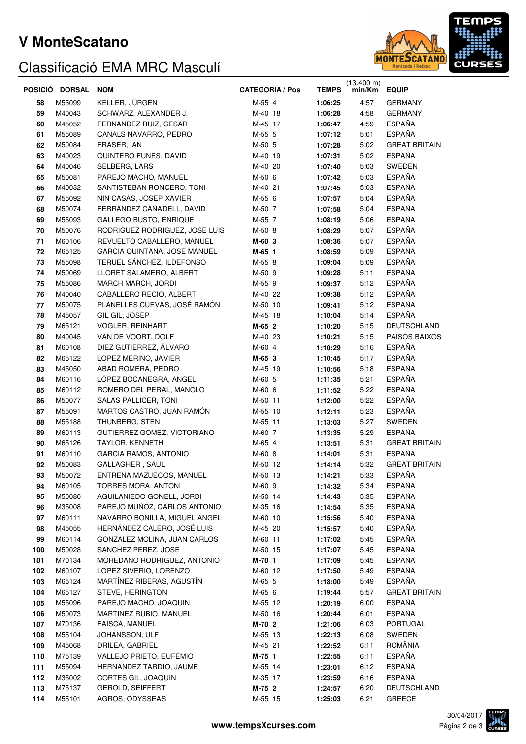# V MonteScatano

## Classificació EMA MRC Masculí

| POSICIÓ | DORSAL | NOM | CATEGORIA / Pos | TEMPS | (13.400 m) min/Km | EQUIP |
|---|---|---|---|---|---|---|
| 58 | M55099 | KELLER, JÜRGEN | M-55 4 | 1:06:25 | 4:57 | GERMANY |
| 59 | M40043 | SCHWARZ, ALEXANDER J. | M-40 18 | 1:06:28 | 4:58 | GERMANY |
| 60 | M45052 | FERNANDEZ RUIZ, CESAR | M-45 17 | 1:06:47 | 4:59 | ESPAÑA |
| 61 | M55089 | CANALS NAVARRO, PEDRO | M-55 5 | 1:07:12 | 5:01 | ESPAÑA |
| 62 | M50084 | FRASER, IAN | M-50 5 | 1:07:28 | 5:02 | GREAT BRITAIN |
| 63 | M40023 | QUINTERO FUNES, DAVID | M-40 19 | 1:07:31 | 5:02 | ESPAÑA |
| 64 | M40046 | SELBERG, LARS | M-40 20 | 1:07:40 | 5:03 | SWEDEN |
| 65 | M50081 | PAREJO MACHO, MANUEL | M-50 6 | 1:07:42 | 5:03 | ESPAÑA |
| 66 | M40032 | SANTISTEBAN RONCERO, TONI | M-40 21 | 1:07:45 | 5:03 | ESPAÑA |
| 67 | M55092 | NIN CASAS, JOSEP XAVIER | M-55 6 | 1:07:57 | 5:04 | ESPAÑA |
| 68 | M50074 | FERRANDEZ CAÑADELL, DAVID | M-50 7 | 1:07:58 | 5:04 | ESPAÑA |
| 69 | M55093 | GALLEGO BUSTO, ENRIQUE | M-55 7 | 1:08:19 | 5:06 | ESPAÑA |
| 70 | M50076 | RODRIGUEZ RODRIGUEZ, JOSE LUIS | M-50 8 | 1:08:29 | 5:07 | ESPAÑA |
| 71 | M60106 | REVUELTO CABALLERO, MANUEL | **M-60 3** | 1:08:36 | 5:07 | ESPAÑA |
| 72 | M65125 | GARCIA QUINTANA, JOSE MANUEL | **M-65 1** | 1:08:59 | 5:09 | ESPAÑA |
| 73 | M55098 | TERUEL SÁNCHEZ, ILDEFONSO | M-55 8 | 1:09:04 | 5:09 | ESPAÑA |
| 74 | M50069 | LLORET SALAMERO, ALBERT | M-50 9 | 1:09:28 | 5:11 | ESPAÑA |
| 75 | M55086 | MARCH MARCH, JORDI | M-55 9 | 1:09:37 | 5:12 | ESPAÑA |
| 76 | M40040 | CABALLERO RECIO, ALBERT | M-40 22 | 1:09:38 | 5:12 | ESPAÑA |
| 77 | M50075 | PLANELLES CUEVAS, JOSÉ RAMÓN | M-50 10 | 1:09:41 | 5:12 | ESPAÑA |
| 78 | M45057 | GIL GIL, JOSEP | M-45 18 | 1:10:04 | 5:14 | ESPAÑA |
| 79 | M65121 | VOGLER, REINHART | **M-65 2** | 1:10:20 | 5:15 | DEUTSCHLAND |
| 80 | M40045 | VAN DE VOORT, DOLF | M-40 23 | 1:10:21 | 5:15 | PAISOS BAIXOS |
| 81 | M60108 | DIEZ GUTIERREZ, ÁLVARO | M-60 4 | 1:10:29 | 5:16 | ESPAÑA |
| 82 | M65122 | LOPEZ MERINO, JAVIER | **M-65 3** | 1:10:45 | 5:17 | ESPAÑA |
| 83 | M45050 | ABAD ROMERA, PEDRO | M-45 19 | 1:10:56 | 5:18 | ESPAÑA |
| 84 | M60116 | LÓPEZ BOCANEGRA, ANGEL | M-60 5 | 1:11:35 | 5:21 | ESPAÑA |
| 85 | M60112 | ROMERO DEL PERAL, MANOLO | M-60 6 | 1:11:52 | 5:22 | ESPAÑA |
| 86 | M50077 | SALAS PALLICER, TONI | M-50 11 | 1:12:00 | 5:22 | ESPAÑA |
| 87 | M55091 | MARTOS CASTRO, JUAN RAMÓN | M-55 10 | 1:12:11 | 5:23 | ESPAÑA |
| 88 | M55188 | THUNBERG, STEN | M-55 11 | 1:13:03 | 5:27 | SWEDEN |
| 89 | M60113 | GUTIERREZ GOMEZ, VICTORIANO | M-60 7 | 1:13:35 | 5:29 | ESPAÑA |
| 90 | M65126 | TAYLOR, KENNETH | M-65 4 | 1:13:51 | 5:31 | GREAT BRITAIN |
| 91 | M60110 | GARCIA RAMOS, ANTONIO | M-60 8 | 1:14:01 | 5:31 | ESPAÑA |
| 92 | M50083 | GALLAGHER , SAUL | M-50 12 | 1:14:14 | 5:32 | GREAT BRITAIN |
| 93 | M50072 | ENTRENA MAZUECOS, MANUEL | M-50 13 | 1:14:21 | 5:33 | ESPAÑA |
| 94 | M60105 | TORRES MORA, ANTONI | M-60 9 | 1:14:32 | 5:34 | ESPAÑA |
| 95 | M50080 | AGUILANIEDO GONELL, JORDI | M-50 14 | 1:14:43 | 5:35 | ESPAÑA |
| 96 | M35008 | PAREJO MUÑOZ, CARLOS ANTONIO | M-35 16 | 1:14:54 | 5:35 | ESPAÑA |
| 97 | M60111 | NAVARRO BONILLA, MIGUEL ANGEL | M-60 10 | 1:15:56 | 5:40 | ESPAÑA |
| 98 | M45055 | HERNÁNDEZ CALERO, JOSÉ LUIS | M-45 20 | 1:15:57 | 5:40 | ESPAÑA |
| 99 | M60114 | GONZALEZ MOLINA, JUAN CARLOS | M-60 11 | 1:17:02 | 5:45 | ESPAÑA |
| 100 | M50028 | SANCHEZ PEREZ, JOSE | M-50 15 | 1:17:07 | 5:45 | ESPAÑA |
| 101 | M70134 | MOHEDANO RODRIGUEZ, ANTONIO | **M-70 1** | 1:17:09 | 5:45 | ESPAÑA |
| 102 | M60107 | LOPEZ SIVERIO, LORENZO | M-60 12 | 1:17:50 | 5:49 | ESPAÑA |
| 103 | M65124 | MARTÍNEZ RIBERAS, AGUSTÍN | M-65 5 | 1:18:00 | 5:49 | ESPAÑA |
| 104 | M65127 | STEVE, HERINGTON | M-65 6 | 1:19:44 | 5:57 | GREAT BRITAIN |
| 105 | M55096 | PAREJO MACHO, JOAQUIN | M-55 12 | 1:20:19 | 6:00 | ESPAÑA |
| 106 | M50073 | MARTINEZ RUBIO, MANUEL | M-50 16 | 1:20:44 | 6:01 | ESPAÑA |
| 107 | M70136 | FAISCA, MANUEL | **M-70 2** | 1:21:06 | 6:03 | PORTUGAL |
| 108 | M55104 | JOHANSSON, ULF | M-55 13 | 1:22:13 | 6:08 | SWEDEN |
| 109 | M45068 | DRILEA, GABRIEL | M-45 21 | 1:22:52 | 6:11 | ROMÂNIA |
| 110 | M75139 | VALLEJO PRIETO, EUFEMIO | **M-75 1** | 1:22:55 | 6:11 | ESPAÑA |
| 111 | M55094 | HERNANDEZ TARDIO, JAUME | M-55 14 | 1:23:01 | 6:12 | ESPAÑA |
| 112 | M35002 | CORTES GIL, JOAQUIN | M-35 17 | 1:23:59 | 6:16 | ESPAÑA |
| 113 | M75137 | GEROLD, SEIFFERT | **M-75 2** | 1:24:57 | 6:20 | DEUTSCHLAND |
| 114 | M55101 | AGROS, ODYSSEAS | M-55 15 | 1:25:03 | 6:21 | GREECE |

www.tempsXcurses.com

30/04/2017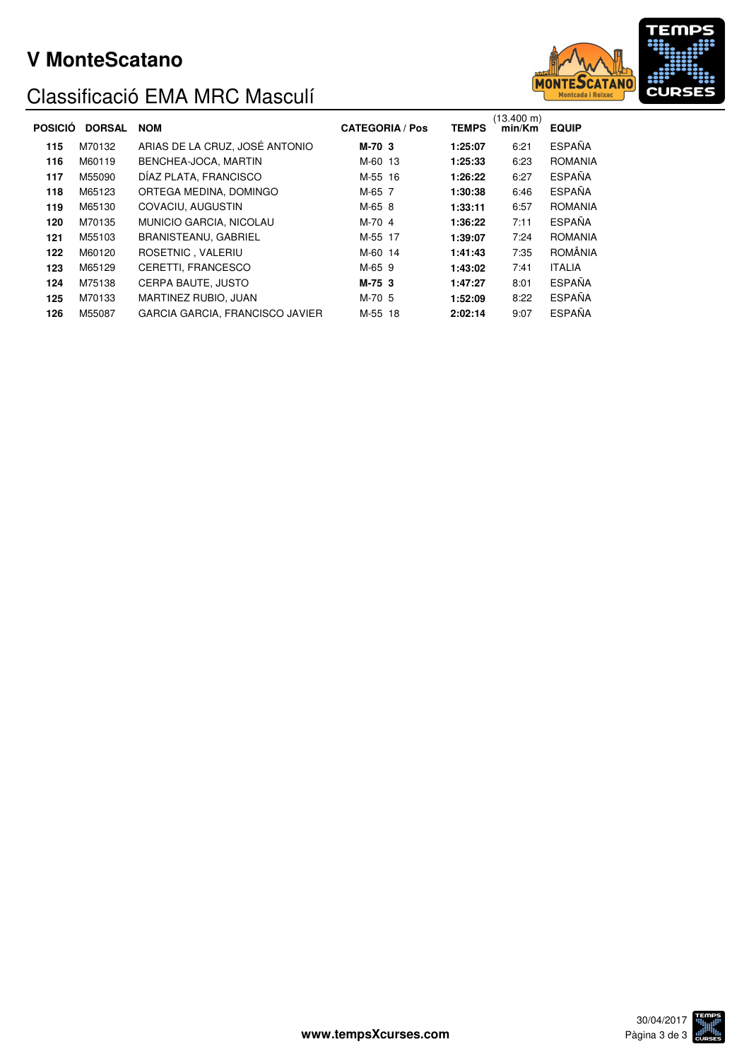# V MonteScatano

## Classificació EMA MRC Masculí

| POSICIÓ | DORSAL | NOM | CATEGORIA / Pos | TEMPS | (13.400 m) min/Km | EQUIP |
|---|---|---|---|---|---|---|
| **115** | M70132 | ARIAS DE LA CRUZ, JOSÉ ANTONIO | **M-70 3** | **1:25:07** | 6:21 | ESPAÑA |
| **116** | M60119 | BENCHEA-JOCA, MARTIN | M-60 13 | **1:25:33** | 6:23 | ROMANIA |
| **117** | M55090 | DÍAZ PLATA, FRANCISCO | M-55 16 | **1:26:22** | 6:27 | ESPAÑA |
| **118** | M65123 | ORTEGA MEDINA, DOMINGO | M-65 7 | **1:30:38** | 6:46 | ESPAÑA |
| **119** | M65130 | COVACIU, AUGUSTIN | M-65 8 | **1:33:11** | 6:57 | ROMANIA |
| **120** | M70135 | MUNICIO GARCIA, NICOLAU | M-70 4 | **1:36:22** | 7:11 | ESPAÑA |
| **121** | M55103 | BRANISTEANU, GABRIEL | M-55 17 | **1:39:07** | 7:24 | ROMANIA |
| **122** | M60120 | ROSETNIC , VALERIU | M-60 14 | **1:41:43** | 7:35 | ROMÂNIA |
| **123** | M65129 | CERETTI, FRANCESCO | M-65 9 | **1:43:02** | 7:41 | ITALIA |
| **124** | M75138 | CERPA BAUTE, JUSTO | **M-75 3** | **1:47:27** | 8:01 | ESPAÑA |
| **125** | M70133 | MARTINEZ RUBIO, JUAN | M-70 5 | **1:52:09** | 8:22 | ESPAÑA |
| **126** | M55087 | GARCIA GARCIA, FRANCISCO JAVIER | M-55 18 | **2:02:14** | 9:07 | ESPAÑA |

**www.tempsXcurses.com**

30/04/2017